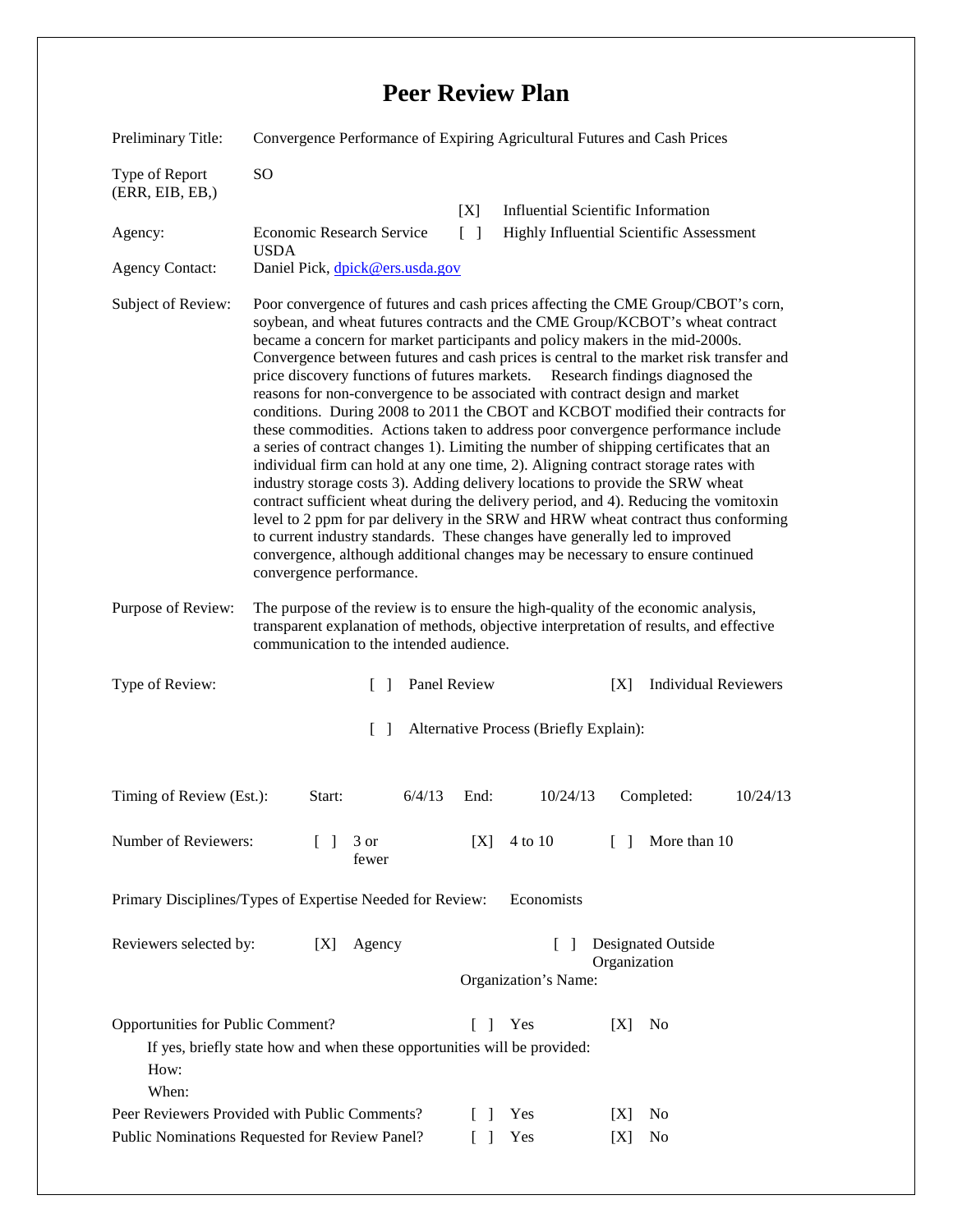# Peer Review Plan

Preliminary Title: Convergence Performance of Expiring Agricultural Futures and Cash Prices

Type of Report (ERR, EIB, EB,): SO

[X] Influential Scientific Information

Agency: Economic Research Service USDA

[ ] Highly Influential Scientific Assessment

Agency Contact: Daniel Pick, dpick@ers.usda.gov

Subject of Review: Poor convergence of futures and cash prices affecting the CME Group/CBOT's corn, soybean, and wheat futures contracts and the CME Group/KCBOT's wheat contract became a concern for market participants and policy makers in the mid-2000s. Convergence between futures and cash prices is central to the market risk transfer and price discovery functions of futures markets. Research findings diagnosed the reasons for non-convergence to be associated with contract design and market conditions. During 2008 to 2011 the CBOT and KCBOT modified their contracts for these commodities. Actions taken to address poor convergence performance include a series of contract changes 1). Limiting the number of shipping certificates that an individual firm can hold at any one time, 2). Aligning contract storage rates with industry storage costs 3). Adding delivery locations to provide the SRW wheat contract sufficient wheat during the delivery period, and 4). Reducing the vomitoxin level to 2 ppm for par delivery in the SRW and HRW wheat contract thus conforming to current industry standards. These changes have generally led to improved convergence, although additional changes may be necessary to ensure continued convergence performance.

Purpose of Review: The purpose of the review is to ensure the high-quality of the economic analysis, transparent explanation of methods, objective interpretation of results, and effective communication to the intended audience.

Type of Review: [ ] Panel Review [X] Individual Reviewers

[ ] Alternative Process (Briefly Explain):

Timing of Review (Est.): Start: 6/4/13 End: 10/24/13 Completed: 10/24/13

Number of Reviewers: [ ] 3 or fewer [X] 4 to 10 [ ] More than 10

Primary Disciplines/Types of Expertise Needed for Review: Economists

Reviewers selected by: [X] Agency [ ] Designated Outside Organization

Organization's Name:

Opportunities for Public Comment? [ ] Yes [X] No

If yes, briefly state how and when these opportunities will be provided:

How:

When:

Peer Reviewers Provided with Public Comments? [ ] Yes [X] No

Public Nominations Requested for Review Panel? [ ] Yes [X] No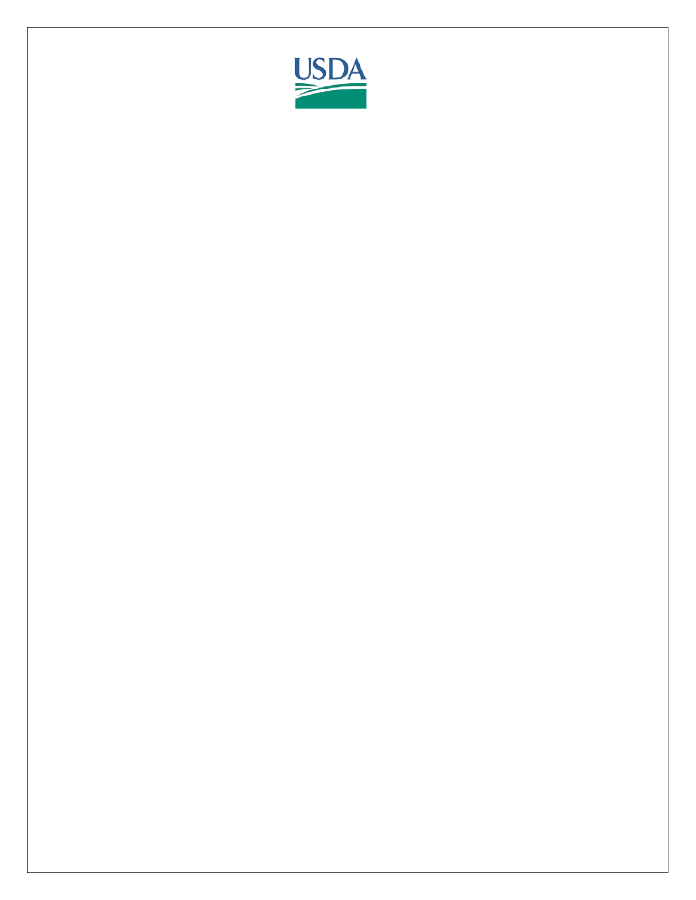USDA